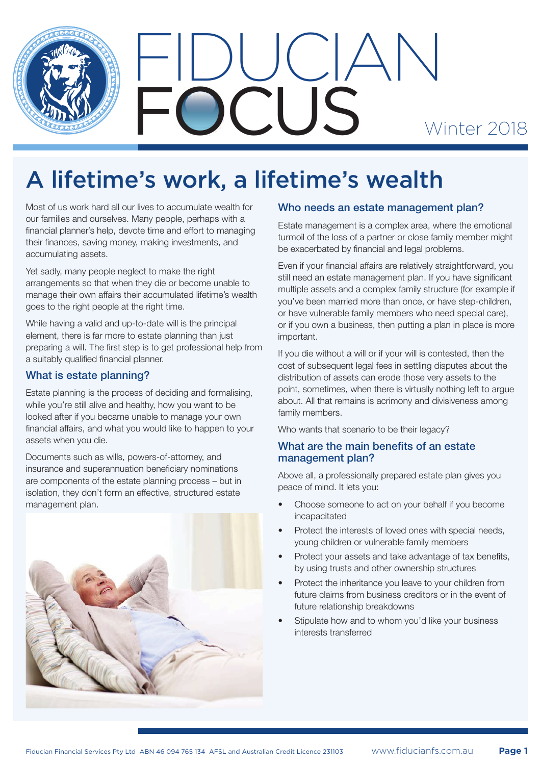# FIDUCIAN FOCUS

Winter 2018

## A lifetime's work, a lifetime's wealth

Most of us work hard all our lives to accumulate wealth for our families and ourselves. Many people, perhaps with a financial planner's help, devote time and effort to managing their finances, saving money, making investments, and accumulating assets.

Yet sadly, many people neglect to make the right arrangements so that when they die or become unable to manage their own affairs their accumulated lifetime's wealth goes to the right people at the right time.

While having a valid and up-to-date will is the principal element, there is far more to estate planning than just preparing a will. The first step is to get professional help from a suitably qualified financial planner.

### What is estate planning?

Estate planning is the process of deciding and formalising, while you're still alive and healthy, how you want to be looked after if you became unable to manage your own financial affairs, and what you would like to happen to your assets when you die.

Documents such as wills, powers-of-attorney, and insurance and superannuation beneficiary nominations are components of the estate planning process – but in isolation, they don't form an effective, structured estate management plan.

### Who needs an estate management plan?

Estate management is a complex area, where the emotional turmoil of the loss of a partner or close family member might be exacerbated by financial and legal problems.

Even if your financial affairs are relatively straightforward, you still need an estate management plan. If you have significant multiple assets and a complex family structure (for example if you've been married more than once, or have step-children, or have vulnerable family members who need special care), or if you own a business, then putting a plan in place is more important.

If you die without a will or if your will is contested, then the cost of subsequent legal fees in settling disputes about the distribution of assets can erode those very assets to the point, sometimes, when there is virtually nothing left to argue about. All that remains is acrimony and divisiveness among family members.

Who wants that scenario to be their legacy?

### What are the main benefits of an estate management plan?

Above all, a professionally prepared estate plan gives you peace of mind. It lets you:

- Choose someone to act on your behalf if you become incapacitated
- Protect the interests of loved ones with special needs, young children or vulnerable family members
- Protect your assets and take advantage of tax benefits, by using trusts and other ownership structures
- Protect the inheritance you leave to your children from future claims from business creditors or in the event of future relationship breakdowns
- Stipulate how and to whom you'd like your business interests transferred

Fiducian Financial Services Pty Ltd ABN 46 094 765 134 AFSL and Australian Credit Licence 231103 www.fiducianfs.com.au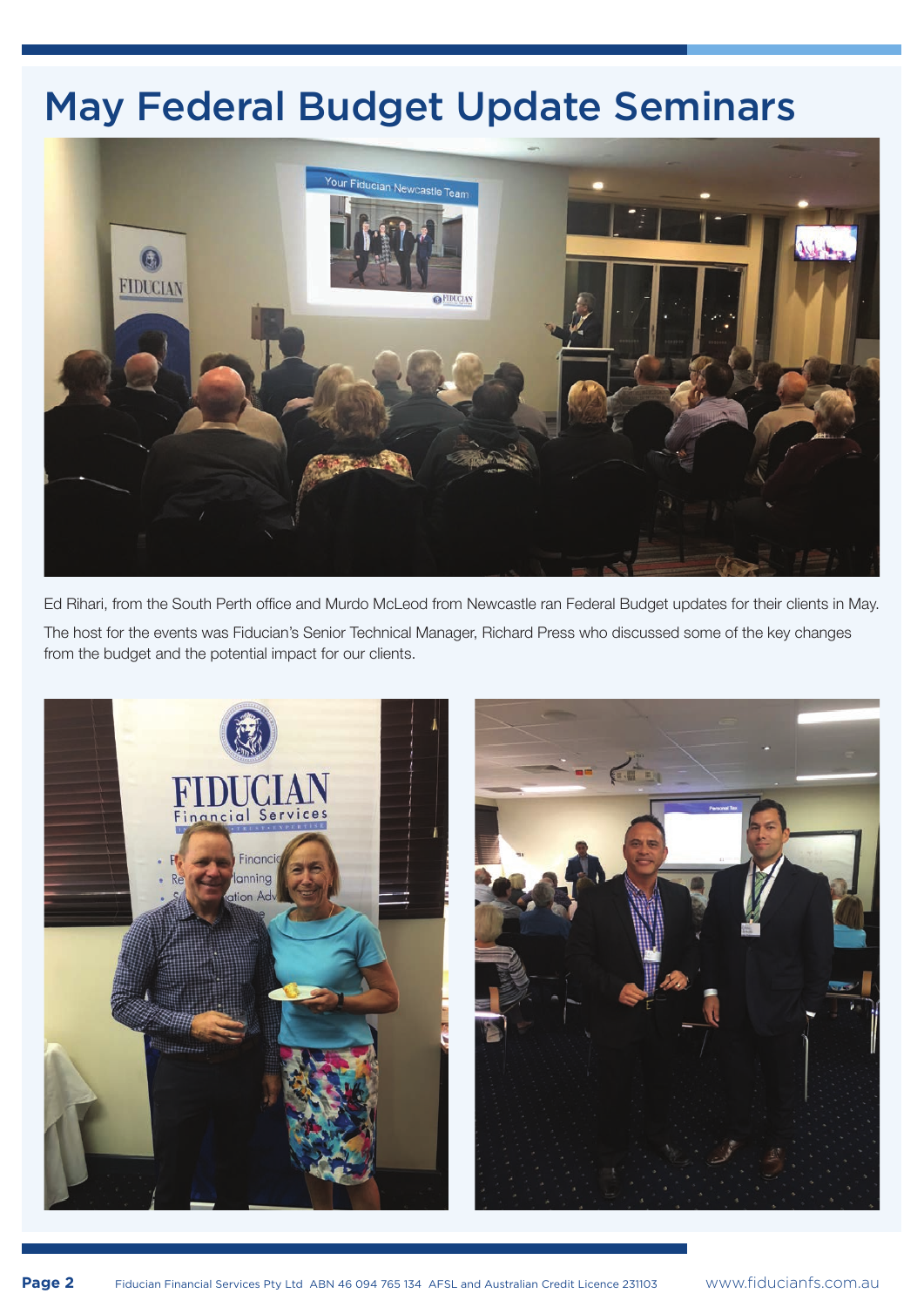# May Federal Budget Update Seminars

Ed Rihari, from the South Perth office and Murdo McLeod from Newcastle ran Federal Budget updates for their clients in May.

The host for the events was Fiducian's Senior Technical Manager, Richard Press who discussed some of the key changes from the budget and the potential impact for our clients.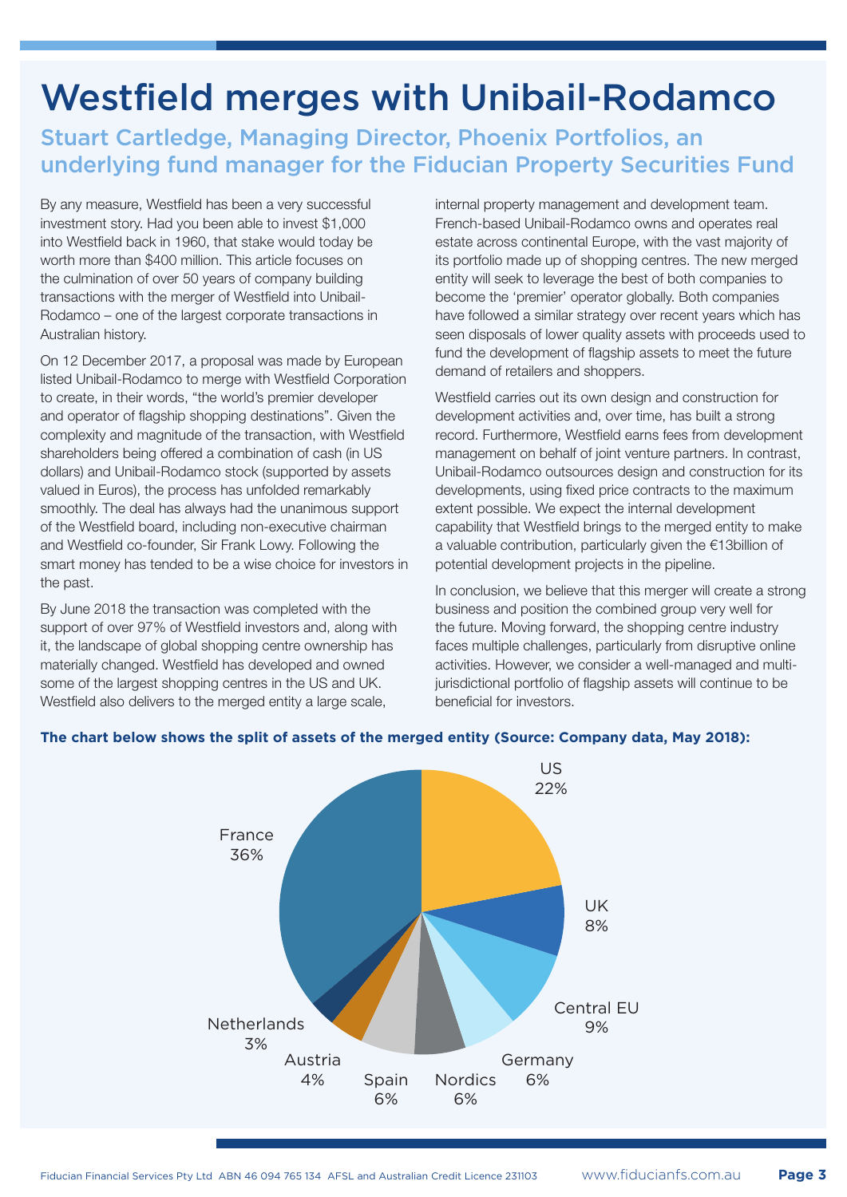# Westfield merges with Unibail-Rodamco

## Stuart Cartledge, Managing Director, Phoenix Portfolios, an underlying fund manager for the Fiducian Property Securities Fund

By any measure, Westfield has been a very successful investment story. Had you been able to invest $1,000 into Westfield back in 1960, that stake would today be worth more than $400 million. This article focuses on the culmination of over 50 years of company building transactions with the merger of Westfield into Unibail-Rodamco – one of the largest corporate transactions in Australian history.

On 12 December 2017, a proposal was made by European listed Unibail-Rodamco to merge with Westfield Corporation to create, in their words, "the world's premier developer and operator of flagship shopping destinations". Given the complexity and magnitude of the transaction, with Westfield shareholders being offered a combination of cash (in US dollars) and Unibail-Rodamco stock (supported by assets valued in Euros), the process has unfolded remarkably smoothly. The deal has always had the unanimous support of the Westfield board, including non-executive chairman and Westfield co-founder, Sir Frank Lowy. Following the smart money has tended to be a wise choice for investors in the past.

By June 2018 the transaction was completed with the support of over 97% of Westfield investors and, along with it, the landscape of global shopping centre ownership has materially changed. Westfield has developed and owned some of the largest shopping centres in the US and UK. Westfield also delivers to the merged entity a large scale, internal property management and development team. French-based Unibail-Rodamco owns and operates real estate across continental Europe, with the vast majority of its portfolio made up of shopping centres. The new merged entity will seek to leverage the best of both companies to become the 'premier' operator globally. Both companies have followed a similar strategy over recent years which has seen disposals of lower quality assets with proceeds used to fund the development of flagship assets to meet the future demand of retailers and shoppers.

Westfield carries out its own design and construction for development activities and, over time, has built a strong record. Furthermore, Westfield earns fees from development management on behalf of joint venture partners. In contrast, Unibail-Rodamco outsources design and construction for its developments, using fixed price contracts to the maximum extent possible. We expect the internal development capability that Westfield brings to the merged entity to make a valuable contribution, particularly given the €13billion of potential development projects in the pipeline.

In conclusion, we believe that this merger will create a strong business and position the combined group very well for the future. Moving forward, the shopping centre industry faces multiple challenges, particularly from disruptive online activities. However, we consider a well-managed and multi-jurisdictional portfolio of flagship assets will continue to be beneficial for investors.

**The chart below shows the split of assets of the merged entity (Source: Company data, May 2018):**

| Region | Share |
|---|---|
| US | 22% |
| UK | 8% |
| Central EU | 9% |
| Germany | 6% |
| Nordics | 6% |
| Spain | 6% |
| Austria | 4% |
| Netherlands | 3% |
| France | 36% |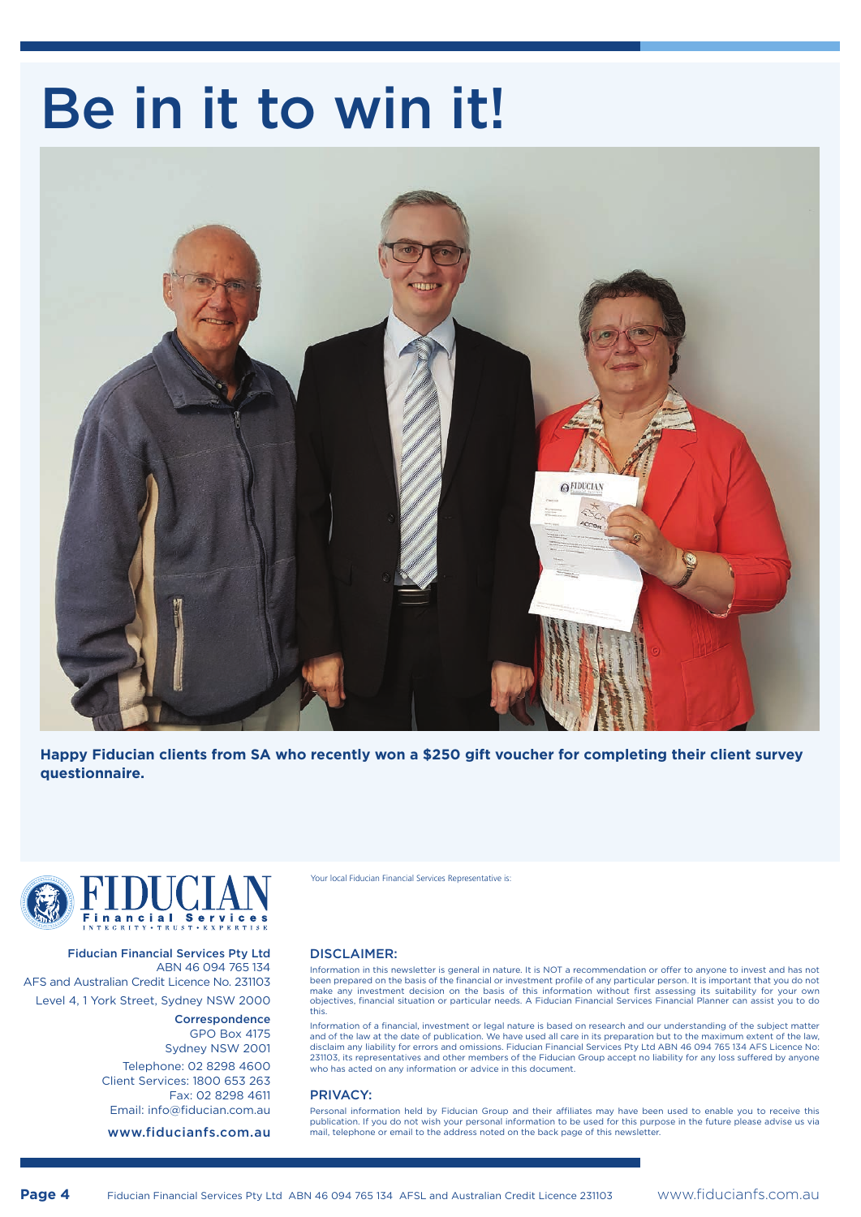# Be in it to win it!

**Happy Fiducian clients from SA who recently won a $250 gift voucher for completing their client survey questionnaire.**

FIDUCIAN
Financial Services
INTEGRITY • TRUST • EXPERTISE

**Fiducian Financial Services Pty Ltd**
ABN 46 094 765 134
AFS and Australian Credit Licence No. 231103
Level 4, 1 York Street, Sydney NSW 2000

**Correspondence**
GPO Box 4175
Sydney NSW 2001

Telephone: 02 8298 4600
Client Services: 1800 653 263
Fax: 02 8298 4611
Email: info@fiducian.com.au

**www.fiducianfs.com.au**

Your local Fiducian Financial Services Representative is:

## DISCLAIMER:

Information in this newsletter is general in nature. It is NOT a recommendation or offer to anyone to invest and has not been prepared on the basis of the financial or investment profile of any particular person. It is important that you do not make any investment decision on the basis of this information without first assessing its suitability for your own objectives, financial situation or particular needs. A Fiducian Financial Services Financial Planner can assist you to do this.

Information of a financial, investment or legal nature is based on research and our understanding of the subject matter and of the law at the date of publication. We have used all care in its preparation but to the maximum extent of the law, disclaim any liability for errors and omissions. Fiducian Financial Services Pty Ltd ABN 46 094 765 134 AFS Licence No: 231103, its representatives and other members of the Fiducian Group accept no liability for any loss suffered by anyone who has acted on any information or advice in this document.

## PRIVACY:

Personal information held by Fiducian Group and their affiliates may have been used to enable you to receive this publication. If you do not wish your personal information to be used for this purpose in the future please advise us via mail, telephone or email to the address noted on the back page of this newsletter.